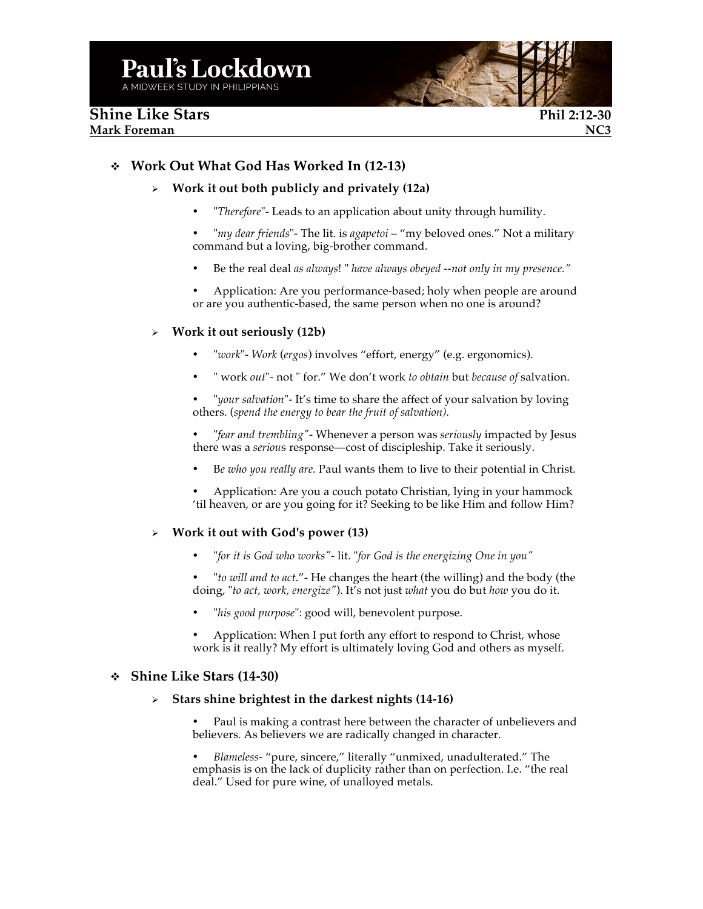# Paul's Lockdown

A MIDWEEK STUDY IN PHILIPPIANS

## Shine Like Stars — Phil 2:12-30

**Mark Foreman** — **NC3**

### ❖ Work Out What God Has Worked In (12-13)

#### ➢ Work it out both publicly and privately (12a)

- "*Therefore*"- Leads to an application about unity through humility.
- "*my dear friends*"- The lit. is *agapetoi* – "my beloved ones." Not a military command but a loving, big-brother command.
- Be the real deal *as always*! " *have always obeyed --not only in my presence."*
- Application: Are you performance-based; holy when people are around or are you authentic-based, the same person when no one is around?

#### ➢ Work it out seriously (12b)

- "*work*"- *Work* (*ergos*) involves "effort, energy" (e.g. ergonomics).
- " work *out*"- not " for." We don't work *to obtain* but *because of* salvation.
- "*your salvation*"- It's time to share the affect of your salvation by loving others. (*spend the energy to bear the fruit of salvation).*
- "*fear and trembling"*- Whenever a person was *seriously* impacted by Jesus there was a *seriou*s response—cost of discipleship. Take it seriously.
- B*e who you really are.* Paul wants them to live to their potential in Christ.
- Application: Are you a couch potato Christian, lying in your hammock 'til heaven, or are you going for it? Seeking to be like Him and follow Him?

#### ➢ Work it out with God's power (13)

- "*for it is God who works"*- lit. "*for God is the energizing One in you"*
- "*to will and to act*."- He changes the heart (the willing) and the body (the doing, "*to act, work, energize"*). It's not just *what* you do but *how* you do it.
- "*his good purpose*": good will, benevolent purpose.
- Application: When I put forth any effort to respond to Christ, whose work is it really? My effort is ultimately loving God and others as myself.

### ❖ Shine Like Stars (14-30)

#### ➢ Stars shine brightest in the darkest nights (14-16)

- Paul is making a contrast here between the character of unbelievers and believers. As believers we are radically changed in character.
- *Blameless*- "pure, sincere," literally "unmixed, unadulterated." The emphasis is on the lack of duplicity rather than on perfection. I.e. "the real deal." Used for pure wine, of unalloyed metals.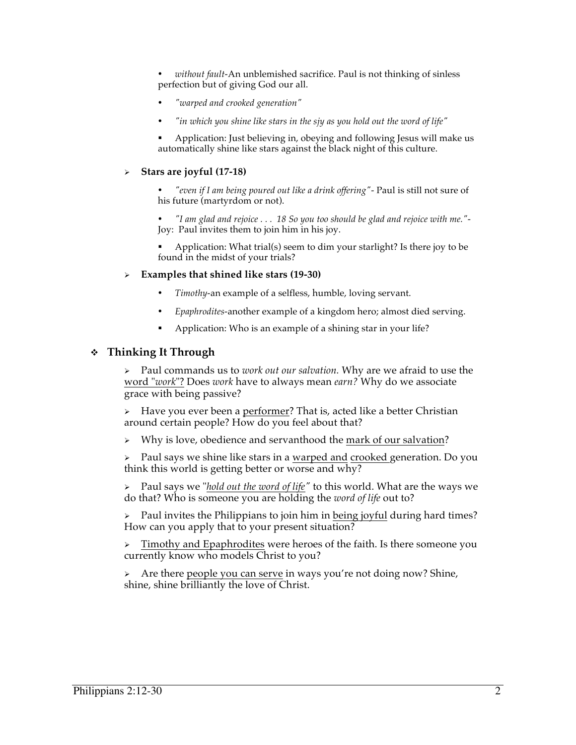- *without fault*-An unblemished sacrifice. Paul is not thinking of sinless perfection but of giving God our all.
- *"warped and crooked generation"*
- *"in which you shine like stars in the sjy as you hold out the word of life"*
  - Application: Just believing in, obeying and following Jesus will make us automatically shine like stars against the black night of this culture.

- **Stars are joyful (17-18)**
  - *"even if I am being poured out like a drink offering"*- Paul is still not sure of his future (martyrdom or not).
  - *"I am glad and rejoice . . . 18 So you too should be glad and rejoice with me."*- Joy: Paul invites them to join him in his joy.
    - Application: What trial(s) seem to dim your starlight? Is there joy to be found in the midst of your trials?

- **Examples that shined like stars (19-30)**
  - *Timothy*-an example of a selfless, humble, loving servant.
  - *Epaphrodites*-another example of a kingdom hero; almost died serving.
    - Application: Who is an example of a shining star in your life?

## Thinking It Through

- Paul commands us to *work out our salvation.* Why are we afraid to use the <u>word "*work*"</u>? Does *work* have to always mean *earn?* Why do we associate grace with being passive?
- Have you ever been a <u>performer</u>? That is, acted like a better Christian around certain people? How do you feel about that?
- Why is love, obedience and servanthood the <u>mark of our salvation</u>?
- Paul says we shine like stars in a <u>warped and</u> <u>crooked</u> generation. Do you think this world is getting better or worse and why?
- Paul says we "<u>*hold out the word of life*</u>" to this world. What are the ways we do that? Who is someone you are holding the *word of life* out to?
- Paul invites the Philippians to join him in <u>being joyful</u> during hard times? How can you apply that to your present situation?
- <u>Timothy and Epaphrodites</u> were heroes of the faith. Is there someone you currently know who models Christ to you?
- Are there <u>people you can serve</u> in ways you're not doing now? Shine, shine, shine brilliantly the love of Christ.